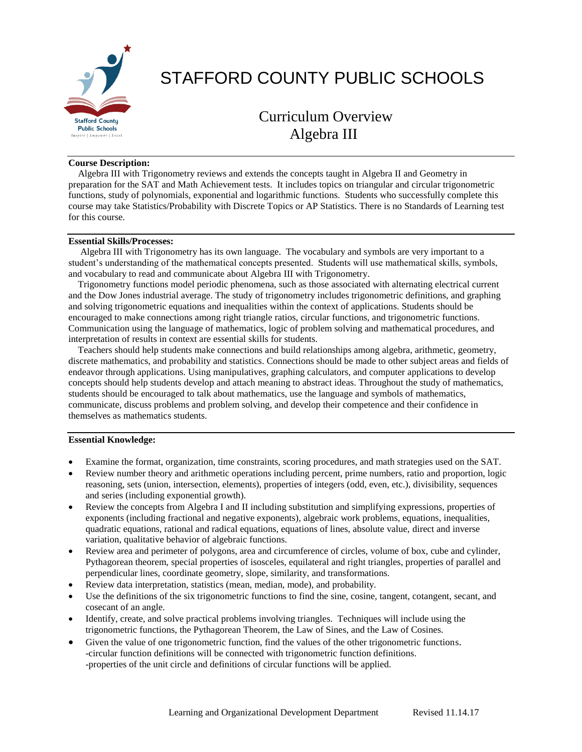# STAFFORD COUNTY PUBLIC SCHOOLS

## Curriculum Overview
## Algebra III

**Course Description:**

Algebra III with Trigonometry reviews and extends the concepts taught in Algebra II and Geometry in preparation for the SAT and Math Achievement tests. It includes topics on triangular and circular trigonometric functions, study of polynomials, exponential and logarithmic functions. Students who successfully complete this course may take Statistics/Probability with Discrete Topics or AP Statistics. There is no Standards of Learning test for this course.

**Essential Skills/Processes:**

Algebra III with Trigonometry has its own language. The vocabulary and symbols are very important to a student's understanding of the mathematical concepts presented. Students will use mathematical skills, symbols, and vocabulary to read and communicate about Algebra III with Trigonometry.

Trigonometry functions model periodic phenomena, such as those associated with alternating electrical current and the Dow Jones industrial average. The study of trigonometry includes trigonometric definitions, and graphing and solving trigonometric equations and inequalities within the context of applications. Students should be encouraged to make connections among right triangle ratios, circular functions, and trigonometric functions. Communication using the language of mathematics, logic of problem solving and mathematical procedures, and interpretation of results in context are essential skills for students.

Teachers should help students make connections and build relationships among algebra, arithmetic, geometry, discrete mathematics, and probability and statistics. Connections should be made to other subject areas and fields of endeavor through applications. Using manipulatives, graphing calculators, and computer applications to develop concepts should help students develop and attach meaning to abstract ideas. Throughout the study of mathematics, students should be encouraged to talk about mathematics, use the language and symbols of mathematics, communicate, discuss problems and problem solving, and develop their competence and their confidence in themselves as mathematics students.

**Essential Knowledge:**

- Examine the format, organization, time constraints, scoring procedures, and math strategies used on the SAT.
- Review number theory and arithmetic operations including percent, prime numbers, ratio and proportion, logic reasoning, sets (union, intersection, elements), properties of integers (odd, even, etc.), divisibility, sequences and series (including exponential growth).
- Review the concepts from Algebra I and II including substitution and simplifying expressions, properties of exponents (including fractional and negative exponents), algebraic work problems, equations, inequalities, quadratic equations, rational and radical equations, equations of lines, absolute value, direct and inverse variation, qualitative behavior of algebraic functions.
- Review area and perimeter of polygons, area and circumference of circles, volume of box, cube and cylinder, Pythagorean theorem, special properties of isosceles, equilateral and right triangles, properties of parallel and perpendicular lines, coordinate geometry, slope, similarity, and transformations.
- Review data interpretation, statistics (mean, median, mode), and probability.
- Use the definitions of the six trigonometric functions to find the sine, cosine, tangent, cotangent, secant, and cosecant of an angle.
- Identify, create, and solve practical problems involving triangles. Techniques will include using the trigonometric functions, the Pythagorean Theorem, the Law of Sines, and the Law of Cosines.
- Given the value of one trigonometric function, find the values of the other trigonometric functions.
  -circular function definitions will be connected with trigonometric function definitions.
  -properties of the unit circle and definitions of circular functions will be applied.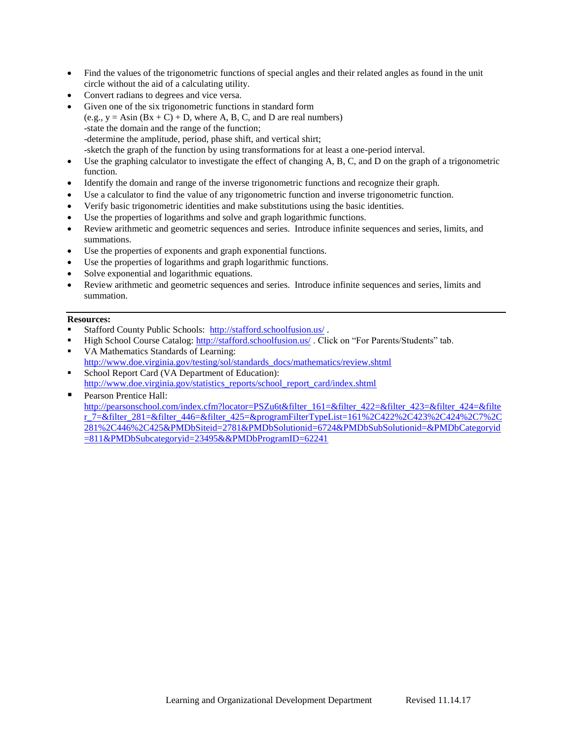- Find the values of the trigonometric functions of special angles and their related angles as found in the unit circle without the aid of a calculating utility.
- Convert radians to degrees and vice versa.
- Given one of the six trigonometric functions in standard form (e.g., $y = A\sin(Bx + C) + D$, where A, B, C, and D are real numbers)
  -state the domain and the range of the function;
  -determine the amplitude, period, phase shift, and vertical shirt;
  -sketch the graph of the function by using transformations for at least a one-period interval.
- Use the graphing calculator to investigate the effect of changing A, B, C, and D on the graph of a trigonometric function.
- Identify the domain and range of the inverse trigonometric functions and recognize their graph.
- Use a calculator to find the value of any trigonometric function and inverse trigonometric function.
- Verify basic trigonometric identities and make substitutions using the basic identities.
- Use the properties of logarithms and solve and graph logarithmic functions.
- Review arithmetic and geometric sequences and series. Introduce infinite sequences and series, limits, and summations.
- Use the properties of exponents and graph exponential functions.
- Use the properties of logarithms and graph logarithmic functions.
- Solve exponential and logarithmic equations.
- Review arithmetic and geometric sequences and series. Introduce infinite sequences and series, limits and summation.

---

**Resources:**

- Stafford County Public Schools: http://stafford.schoolfusion.us/ .
- High School Course Catalog: http://stafford.schoolfusion.us/ . Click on “For Parents/Students” tab.
- VA Mathematics Standards of Learning: http://www.doe.virginia.gov/testing/sol/standards_docs/mathematics/review.shtml
- School Report Card (VA Department of Education): http://www.doe.virginia.gov/statistics_reports/school_report_card/index.shtml
- Pearson Prentice Hall: http://pearsonschool.com/index.cfm?locator=PSZu6t&filter_161=&filter_422=&filter_423=&filter_424=&filter_7=&filter_281=&filter_446=&filter_425=&programFilterTypeList=161%2C422%2C423%2C424%2C7%2C281%2C446%2C425&PMDbSiteid=2781&PMDbSolutionid=6724&PMDbSubSolutionid=&PMDbCategoryid=811&PMDbSubcategoryid=23495&&PMDbProgramID=62241

Learning and Organizational Development Department    Revised 11.14.17